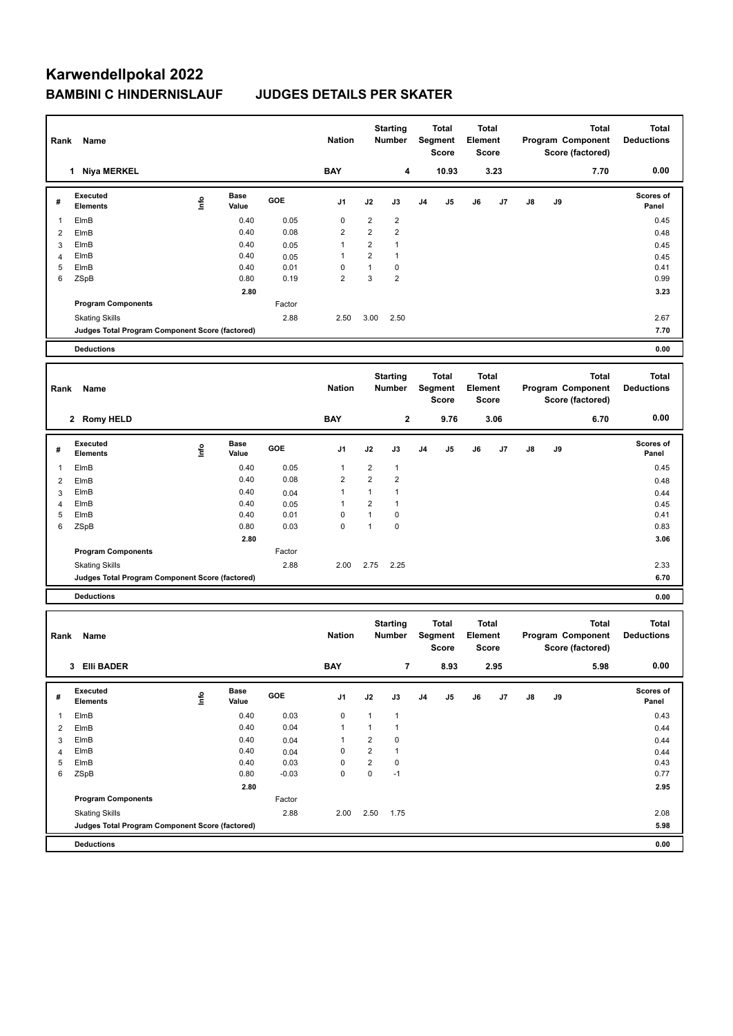# Karwendellpokal 2022

## BAMBINI C HINDERNISLAUF JUDGES DETAILS PER SKATER

| Rank | Name | Nation | Starting Number | Total Segment Score | Total Element Score | Total Program Component Score (factored) | Total Deductions |
|---|---|---|---|---|---|---|---|
| 1 | Niya MERKEL | BAY | 4 | 10.93 | 3.23 | 7.70 | 0.00 |

| # | Executed Elements | Info | Base Value | GOE | J1 | J2 | J3 | J4 | J5 | J6 | J7 | J8 | J9 | Scores of Panel |
|---|---|---|---|---|---|---|---|---|---|---|---|---|---|---|
| 1 | ElmB | | 0.40 | 0.05 | 0 | 2 | 2 | | | | | | | 0.45 |
| 2 | ElmB | | 0.40 | 0.08 | 2 | 2 | 2 | | | | | | | 0.48 |
| 3 | ElmB | | 0.40 | 0.05 | 1 | 2 | 1 | | | | | | | 0.45 |
| 4 | ElmB | | 0.40 | 0.05 | 1 | 2 | 1 | | | | | | | 0.45 |
| 5 | ElmB | | 0.40 | 0.01 | 0 | 1 | 0 | | | | | | | 0.41 |
| 6 | ZSpB | | 0.80 | 0.19 | 2 | 3 | 2 | | | | | | | 0.99 |
| | | | 2.80 | | | | | | | | | | | 3.23 |
| | Program Components | | | Factor | | | | | | | | | | |
| | Skating Skills | | | 2.88 | 2.50 | 3.00 | 2.50 | | | | | | | 2.67 |
| | Judges Total Program Component Score (factored) | | | | | | | | | | | | | 7.70 |
| | Deductions | | | | | | | | | | | | | 0.00 |

| Rank | Name | Nation | Starting Number | Total Segment Score | Total Element Score | Total Program Component Score (factored) | Total Deductions |
|---|---|---|---|---|---|---|---|
| 2 | Romy HELD | BAY | 2 | 9.76 | 3.06 | 6.70 | 0.00 |

| # | Executed Elements | Info | Base Value | GOE | J1 | J2 | J3 | J4 | J5 | J6 | J7 | J8 | J9 | Scores of Panel |
|---|---|---|---|---|---|---|---|---|---|---|---|---|---|---|
| 1 | ElmB | | 0.40 | 0.05 | 1 | 2 | 1 | | | | | | | 0.45 |
| 2 | ElmB | | 0.40 | 0.08 | 2 | 2 | 2 | | | | | | | 0.48 |
| 3 | ElmB | | 0.40 | 0.04 | 1 | 1 | 1 | | | | | | | 0.44 |
| 4 | ElmB | | 0.40 | 0.05 | 1 | 2 | 1 | | | | | | | 0.45 |
| 5 | ElmB | | 0.40 | 0.01 | 0 | 1 | 0 | | | | | | | 0.41 |
| 6 | ZSpB | | 0.80 | 0.03 | 0 | 1 | 0 | | | | | | | 0.83 |
| | | | 2.80 | | | | | | | | | | | 3.06 |
| | Program Components | | | Factor | | | | | | | | | | |
| | Skating Skills | | | 2.88 | 2.00 | 2.75 | 2.25 | | | | | | | 2.33 |
| | Judges Total Program Component Score (factored) | | | | | | | | | | | | | 6.70 |
| | Deductions | | | | | | | | | | | | | 0.00 |

| Rank | Name | Nation | Starting Number | Total Segment Score | Total Element Score | Total Program Component Score (factored) | Total Deductions |
|---|---|---|---|---|---|---|---|
| 3 | Elli BADER | BAY | 7 | 8.93 | 2.95 | 5.98 | 0.00 |

| # | Executed Elements | Info | Base Value | GOE | J1 | J2 | J3 | J4 | J5 | J6 | J7 | J8 | J9 | Scores of Panel |
|---|---|---|---|---|---|---|---|---|---|---|---|---|---|---|
| 1 | ElmB | | 0.40 | 0.03 | 0 | 1 | 1 | | | | | | | 0.43 |
| 2 | ElmB | | 0.40 | 0.04 | 1 | 1 | 1 | | | | | | | 0.44 |
| 3 | ElmB | | 0.40 | 0.04 | 1 | 2 | 0 | | | | | | | 0.44 |
| 4 | ElmB | | 0.40 | 0.04 | 0 | 2 | 1 | | | | | | | 0.44 |
| 5 | ElmB | | 0.40 | 0.03 | 0 | 2 | 0 | | | | | | | 0.43 |
| 6 | ZSpB | | 0.80 | -0.03 | 0 | 0 | -1 | | | | | | | 0.77 |
| | | | 2.80 | | | | | | | | | | | 2.95 |
| | Program Components | | | Factor | | | | | | | | | | |
| | Skating Skills | | | 2.88 | 2.00 | 2.50 | 1.75 | | | | | | | 2.08 |
| | Judges Total Program Component Score (factored) | | | | | | | | | | | | | 5.98 |
| | Deductions | | | | | | | | | | | | | 0.00 |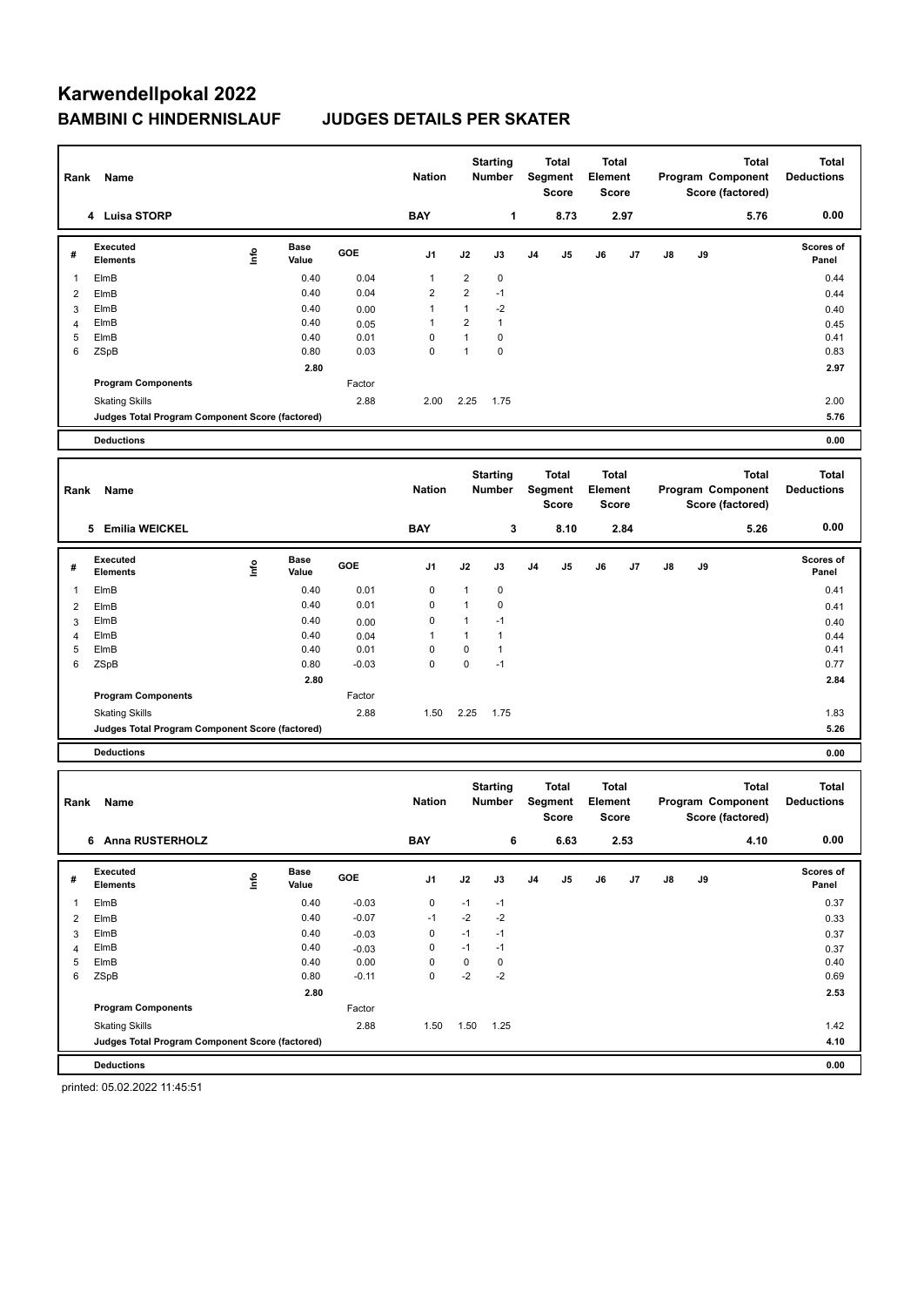# Karwendellpokal 2022

## BAMBINI C HINDERNISLAUF　　JUDGES DETAILS PER SKATER

| Rank | Name | Nation | Starting Number | Total Segment Score | Total Element Score | Total Program Component Score (factored) | Total Deductions |
|---|---|---|---|---|---|---|---|
| 4 | Luisa STORP | BAY | 1 | 8.73 | 2.97 | 5.76 | 0.00 |

| # | Executed Elements | Info | Base Value | GOE | J1 | J2 | J3 | J4 | J5 | J6 | J7 | J8 | J9 | Scores of Panel |
|---|---|---|---|---|---|---|---|---|---|---|---|---|---|---|
| 1 | ElmB | | 0.40 | 0.04 | 1 | 2 | 0 | | | | | | | 0.44 |
| 2 | ElmB | | 0.40 | 0.04 | 2 | 2 | -1 | | | | | | | 0.44 |
| 3 | ElmB | | 0.40 | 0.00 | 1 | 1 | -2 | | | | | | | 0.40 |
| 4 | ElmB | | 0.40 | 0.05 | 1 | 2 | 1 | | | | | | | 0.45 |
| 5 | ElmB | | 0.40 | 0.01 | 0 | 1 | 0 | | | | | | | 0.41 |
| 6 | ZSpB | | 0.80 | 0.03 | 0 | 1 | 0 | | | | | | | 0.83 |
| | | | 2.80 | | | | | | | | | | | 2.97 |
| | Program Components | | | Factor | | | | | | | | | | |
| | Skating Skills | | | 2.88 | 2.00 | 2.25 | 1.75 | | | | | | | 2.00 |
| | Judges Total Program Component Score (factored) | | | | | | | | | | | | | 5.76 |
| | Deductions | | | | | | | | | | | | | 0.00 |

| Rank | Name | Nation | Starting Number | Total Segment Score | Total Element Score | Total Program Component Score (factored) | Total Deductions |
|---|---|---|---|---|---|---|---|
| 5 | Emilia WEICKEL | BAY | 3 | 8.10 | 2.84 | 5.26 | 0.00 |

| # | Executed Elements | Info | Base Value | GOE | J1 | J2 | J3 | J4 | J5 | J6 | J7 | J8 | J9 | Scores of Panel |
|---|---|---|---|---|---|---|---|---|---|---|---|---|---|---|
| 1 | ElmB | | 0.40 | 0.01 | 0 | 1 | 0 | | | | | | | 0.41 |
| 2 | ElmB | | 0.40 | 0.01 | 0 | 1 | 0 | | | | | | | 0.41 |
| 3 | ElmB | | 0.40 | 0.00 | 0 | 1 | -1 | | | | | | | 0.40 |
| 4 | ElmB | | 0.40 | 0.04 | 1 | 1 | 1 | | | | | | | 0.44 |
| 5 | ElmB | | 0.40 | 0.01 | 0 | 0 | 1 | | | | | | | 0.41 |
| 6 | ZSpB | | 0.80 | -0.03 | 0 | 0 | -1 | | | | | | | 0.77 |
| | | | 2.80 | | | | | | | | | | | 2.84 |
| | Program Components | | | Factor | | | | | | | | | | |
| | Skating Skills | | | 2.88 | 1.50 | 2.25 | 1.75 | | | | | | | 1.83 |
| | Judges Total Program Component Score (factored) | | | | | | | | | | | | | 5.26 |
| | Deductions | | | | | | | | | | | | | 0.00 |

| Rank | Name | Nation | Starting Number | Total Segment Score | Total Element Score | Total Program Component Score (factored) | Total Deductions |
|---|---|---|---|---|---|---|---|
| 6 | Anna RUSTERHOLZ | BAY | 6 | 6.63 | 2.53 | 4.10 | 0.00 |

| # | Executed Elements | Info | Base Value | GOE | J1 | J2 | J3 | J4 | J5 | J6 | J7 | J8 | J9 | Scores of Panel |
|---|---|---|---|---|---|---|---|---|---|---|---|---|---|---|
| 1 | ElmB | | 0.40 | -0.03 | 0 | -1 | -1 | | | | | | | 0.37 |
| 2 | ElmB | | 0.40 | -0.07 | -1 | -2 | -2 | | | | | | | 0.33 |
| 3 | ElmB | | 0.40 | -0.03 | 0 | -1 | -1 | | | | | | | 0.37 |
| 4 | ElmB | | 0.40 | -0.03 | 0 | -1 | -1 | | | | | | | 0.37 |
| 5 | ElmB | | 0.40 | 0.00 | 0 | 0 | 0 | | | | | | | 0.40 |
| 6 | ZSpB | | 0.80 | -0.11 | 0 | -2 | -2 | | | | | | | 0.69 |
| | | | 2.80 | | | | | | | | | | | 2.53 |
| | Program Components | | | Factor | | | | | | | | | | |
| | Skating Skills | | | 2.88 | 1.50 | 1.50 | 1.25 | | | | | | | 1.42 |
| | Judges Total Program Component Score (factored) | | | | | | | | | | | | | 4.10 |
| | Deductions | | | | | | | | | | | | | 0.00 |

printed: 05.02.2022 11:45:51